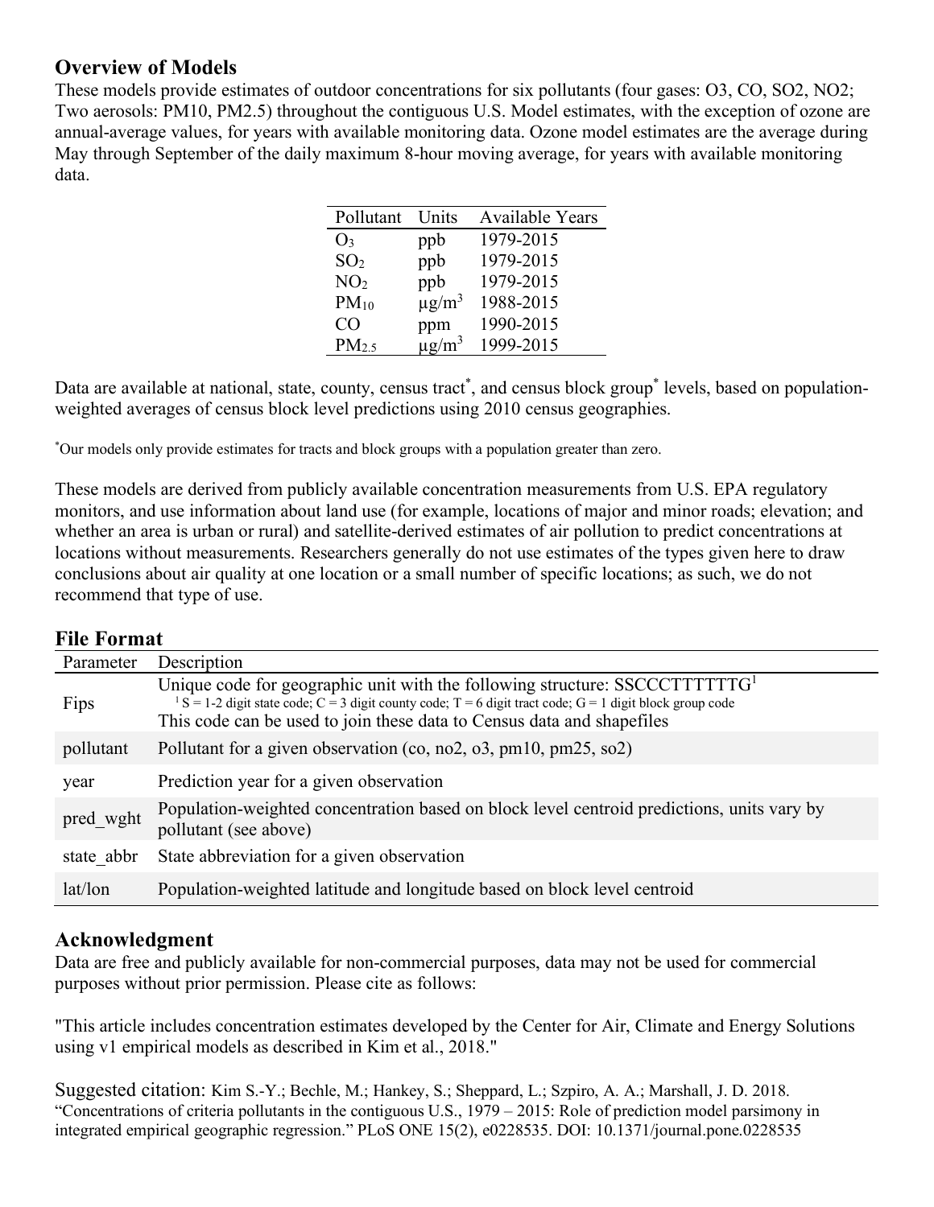## Overview of Models

These models provide estimates of outdoor concentrations for six pollutants (four gases: O3, CO, SO2, NO2; Two aerosols: PM10, PM2.5) throughout the contiguous U.S. Model estimates, with the exception of ozone are annual-average values, for years with available monitoring data. Ozone model estimates are the average during May through September of the daily maximum 8-hour moving average, for years with available monitoring data.

| Pollutant | Units | Available Years |
| --- | --- | --- |
| $O_3$ | ppb | 1979-2015 |
| $SO_2$ | ppb | 1979-2015 |
| $NO_2$ | ppb | 1979-2015 |
| $PM_{10}$ | $\mu g/m^3$ | 1988-2015 |
| CO | ppm | 1990-2015 |
| $PM_{2.5}$ | $\mu g/m^3$ | 1999-2015 |

Data are available at national, state, county, census tract*, and census block group* levels, based on population-weighted averages of census block level predictions using 2010 census geographies.

*Our models only provide estimates for tracts and block groups with a population greater than zero.

These models are derived from publicly available concentration measurements from U.S. EPA regulatory monitors, and use information about land use (for example, locations of major and minor roads; elevation; and whether an area is urban or rural) and satellite-derived estimates of air pollution to predict concentrations at locations without measurements. Researchers generally do not use estimates of the types given here to draw conclusions about air quality at one location or a small number of specific locations; as such, we do not recommend that type of use.

## File Format

| Parameter | Description |
| --- | --- |
| Fips | Unique code for geographic unit with the following structure: SSCCCTTTTTTG[1]<br>[1] S = 1-2 digit state code; C = 3 digit county code; T = 6 digit tract code; G = 1 digit block group code<br>This code can be used to join these data to Census data and shapefiles |
| pollutant | Pollutant for a given observation (co, no2, o3, pm10, pm25, so2) |
| year | Prediction year for a given observation |
| pred_wght | Population-weighted concentration based on block level centroid predictions, units vary by pollutant (see above) |
| state_abbr | State abbreviation for a given observation |
| lat/lon | Population-weighted latitude and longitude based on block level centroid |

## Acknowledgment

Data are free and publicly available for non-commercial purposes, data may not be used for commercial purposes without prior permission. Please cite as follows:

"This article includes concentration estimates developed by the Center for Air, Climate and Energy Solutions using v1 empirical models as described in Kim et al., 2018."

Suggested citation: Kim S.-Y.; Bechle, M.; Hankey, S.; Sheppard, L.; Szpiro, A. A.; Marshall, J. D. 2018. "Concentrations of criteria pollutants in the contiguous U.S., 1979 – 2015: Role of prediction model parsimony in integrated empirical geographic regression." PLoS ONE 15(2), e0228535. DOI: 10.1371/journal.pone.0228535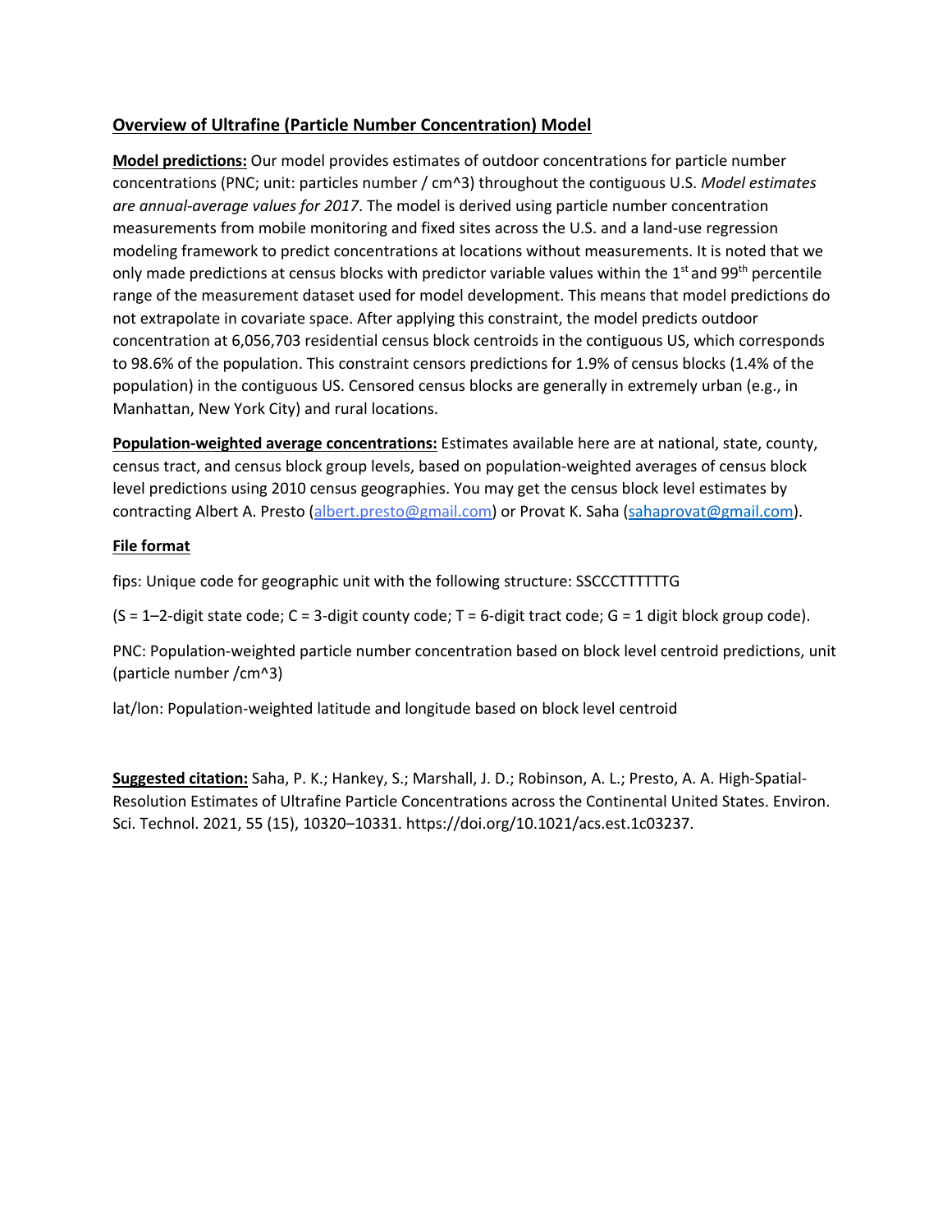## Overview of Ultrafine (Particle Number Concentration) Model

**Model predictions:** Our model provides estimates of outdoor concentrations for particle number concentrations (PNC; unit: particles number / cm^3) throughout the contiguous U.S. *Model estimates are annual-average values for 2017*. The model is derived using particle number concentration measurements from mobile monitoring and fixed sites across the U.S. and a land-use regression modeling framework to predict concentrations at locations without measurements. It is noted that we only made predictions at census blocks with predictor variable values within the 1st and 99th percentile range of the measurement dataset used for model development. This means that model predictions do not extrapolate in covariate space. After applying this constraint, the model predicts outdoor concentration at 6,056,703 residential census block centroids in the contiguous US, which corresponds to 98.6% of the population. This constraint censors predictions for 1.9% of census blocks (1.4% of the population) in the contiguous US. Censored census blocks are generally in extremely urban (e.g., in Manhattan, New York City) and rural locations.

**Population-weighted average concentrations:** Estimates available here are at national, state, county, census tract, and census block group levels, based on population-weighted averages of census block level predictions using 2010 census geographies. You may get the census block level estimates by contracting Albert A. Presto (albert.presto@gmail.com) or Provat K. Saha (sahaprovat@gmail.com).

**File format**

fips: Unique code for geographic unit with the following structure: SSCCCTTTTTTG

(S = 1–2-digit state code; C = 3-digit county code; T = 6-digit tract code; G = 1 digit block group code).

PNC: Population-weighted particle number concentration based on block level centroid predictions, unit (particle number /cm^3)

lat/lon: Population-weighted latitude and longitude based on block level centroid

**Suggested citation:** Saha, P. K.; Hankey, S.; Marshall, J. D.; Robinson, A. L.; Presto, A. A. High-Spatial-Resolution Estimates of Ultrafine Particle Concentrations across the Continental United States. Environ. Sci. Technol. 2021, 55 (15), 10320–10331. https://doi.org/10.1021/acs.est.1c03237.